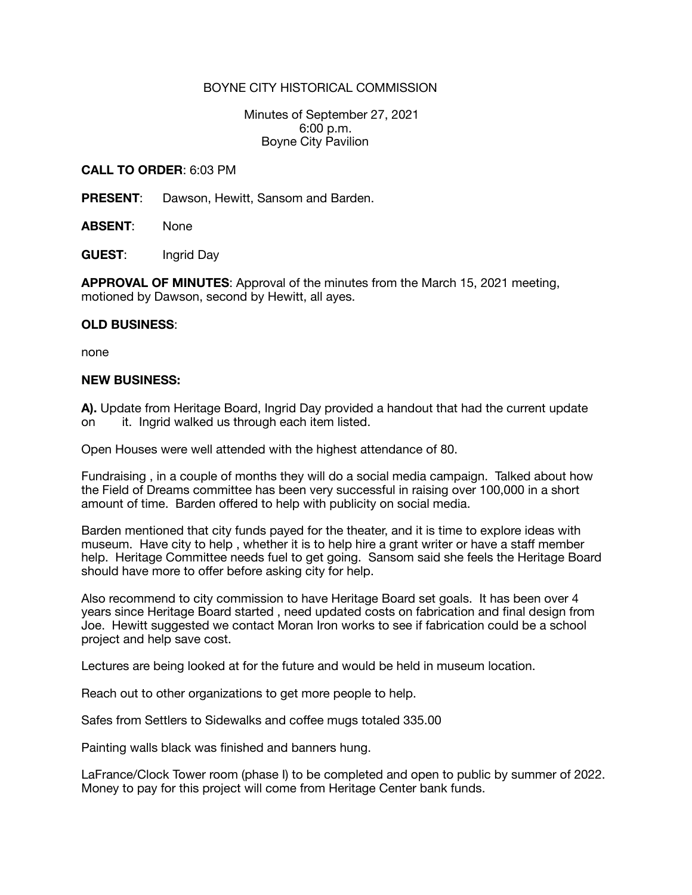BOYNE CITY HISTORICAL COMMISSION

Minutes of September 27, 2021
6:00 p.m.
Boyne City Pavilion

**CALL TO ORDER**: 6:03 PM

**PRESENT**: Dawson, Hewitt, Sansom and Barden.

**ABSENT**: None

**GUEST**: Ingrid Day

**APPROVAL OF MINUTES**: Approval of the minutes from the March 15, 2021 meeting, motioned by Dawson, second by Hewitt, all ayes.

**OLD BUSINESS**:

none

**NEW BUSINESS:**

**A).** Update from Heritage Board, Ingrid Day provided a handout that had the current update on it. Ingrid walked us through each item listed.

Open Houses were well attended with the highest attendance of 80.

Fundraising , in a couple of months they will do a social media campaign. Talked about how the Field of Dreams committee has been very successful in raising over 100,000 in a short amount of time. Barden offered to help with publicity on social media.

Barden mentioned that city funds payed for the theater, and it is time to explore ideas with museum. Have city to help , whether it is to help hire a grant writer or have a staff member help. Heritage Committee needs fuel to get going. Sansom said she feels the Heritage Board should have more to offer before asking city for help.

Also recommend to city commission to have Heritage Board set goals. It has been over 4 years since Heritage Board started , need updated costs on fabrication and final design from Joe. Hewitt suggested we contact Moran Iron works to see if fabrication could be a school project and help save cost.

Lectures are being looked at for the future and would be held in museum location.

Reach out to other organizations to get more people to help.

Safes from Settlers to Sidewalks and coffee mugs totaled 335.00

Painting walls black was finished and banners hung.

LaFrance/Clock Tower room (phase I) to be completed and open to public by summer of 2022. Money to pay for this project will come from Heritage Center bank funds.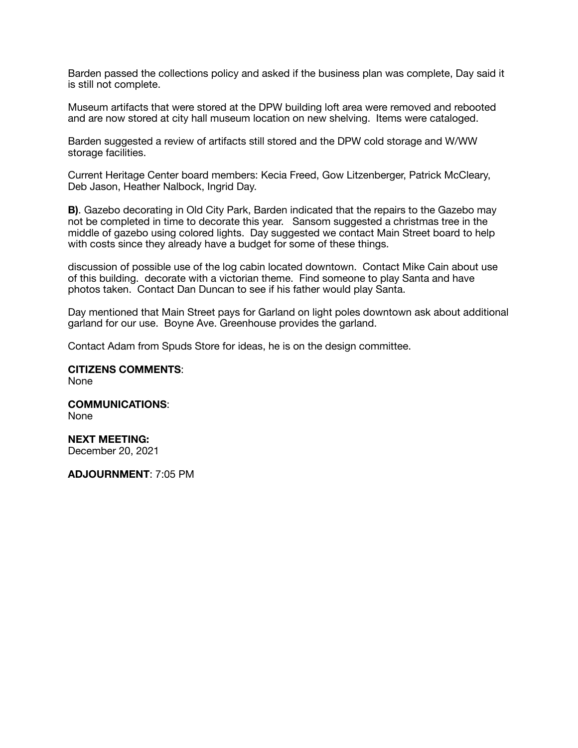Barden passed the collections policy and asked if the business plan was complete, Day said it is still not complete.

Museum artifacts that were stored at the DPW building loft area were removed and rebooted and are now stored at city hall museum location on new shelving. Items were cataloged.

Barden suggested a review of artifacts still stored and the DPW cold storage and W/WW storage facilities.

Current Heritage Center board members: Kecia Freed, Gow Litzenberger, Patrick McCleary, Deb Jason, Heather Nalbock, Ingrid Day.

**B)**. Gazebo decorating in Old City Park, Barden indicated that the repairs to the Gazebo may not be completed in time to decorate this year. Sansom suggested a christmas tree in the middle of gazebo using colored lights. Day suggested we contact Main Street board to help with costs since they already have a budget for some of these things.

discussion of possible use of the log cabin located downtown. Contact Mike Cain about use of this building. decorate with a victorian theme. Find someone to play Santa and have photos taken. Contact Dan Duncan to see if his father would play Santa.

Day mentioned that Main Street pays for Garland on light poles downtown ask about additional garland for our use. Boyne Ave. Greenhouse provides the garland.

Contact Adam from Spuds Store for ideas, he is on the design committee.

**CITIZENS COMMENTS**:
None

**COMMUNICATIONS**:
None

**NEXT MEETING:**
December 20, 2021

**ADJOURNMENT**: 7:05 PM